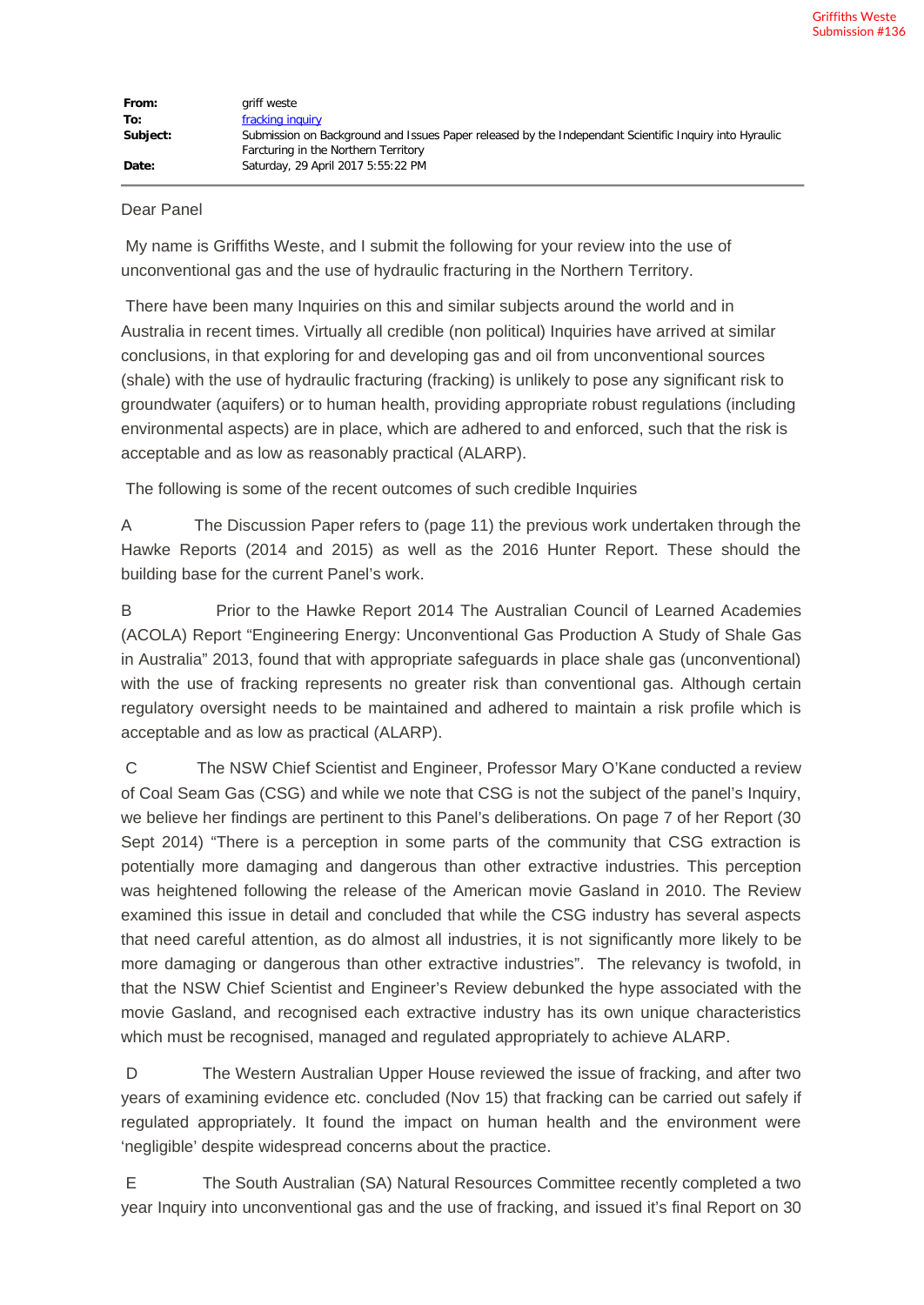Griffiths Weste
Submission #136

| | |
|---|---|
| **From:** | griff weste |
| **To:** | [fracking inquiry]() |
| **Subject:** | Submission on Background and Issues Paper released by the Independant Scientific Inquiry into Hyraulic Farcturing in the Northern Territory |
| **Date:** | Saturday, 29 April 2017 5:55:22 PM |

Dear Panel

My name is Griffiths Weste, and I submit the following for your review into the use of unconventional gas and the use of hydraulic fracturing in the Northern Territory.

There have been many Inquiries on this and similar subjects around the world and in Australia in recent times. Virtually all credible (non political) Inquiries have arrived at similar conclusions, in that exploring for and developing gas and oil from unconventional sources (shale) with the use of hydraulic fracturing (fracking) is unlikely to pose any significant risk to groundwater (aquifers) or to human health, providing appropriate robust regulations (including environmental aspects) are in place, which are adhered to and enforced, such that the risk is acceptable and as low as reasonably practical (ALARP).

The following is some of the recent outcomes of such credible Inquiries

A The Discussion Paper refers to (page 11) the previous work undertaken through the Hawke Reports (2014 and 2015) as well as the 2016 Hunter Report. These should the building base for the current Panel's work.

B Prior to the Hawke Report 2014 The Australian Council of Learned Academies (ACOLA) Report "Engineering Energy: Unconventional Gas Production A Study of Shale Gas in Australia" 2013, found that with appropriate safeguards in place shale gas (unconventional) with the use of fracking represents no greater risk than conventional gas. Although certain regulatory oversight needs to be maintained and adhered to maintain a risk profile which is acceptable and as low as practical (ALARP).

C The NSW Chief Scientist and Engineer, Professor Mary O'Kane conducted a review of Coal Seam Gas (CSG) and while we note that CSG is not the subject of the panel's Inquiry, we believe her findings are pertinent to this Panel's deliberations. On page 7 of her Report (30 Sept 2014) "There is a perception in some parts of the community that CSG extraction is potentially more damaging and dangerous than other extractive industries. This perception was heightened following the release of the American movie Gasland in 2010. The Review examined this issue in detail and concluded that while the CSG industry has several aspects that need careful attention, as do almost all industries, it is not significantly more likely to be more damaging or dangerous than other extractive industries". The relevancy is twofold, in that the NSW Chief Scientist and Engineer's Review debunked the hype associated with the movie Gasland, and recognised each extractive industry has its own unique characteristics which must be recognised, managed and regulated appropriately to achieve ALARP.

D The Western Australian Upper House reviewed the issue of fracking, and after two years of examining evidence etc. concluded (Nov 15) that fracking can be carried out safely if regulated appropriately. It found the impact on human health and the environment were 'negligible' despite widespread concerns about the practice.

E The South Australian (SA) Natural Resources Committee recently completed a two year Inquiry into unconventional gas and the use of fracking, and issued it's final Report on 30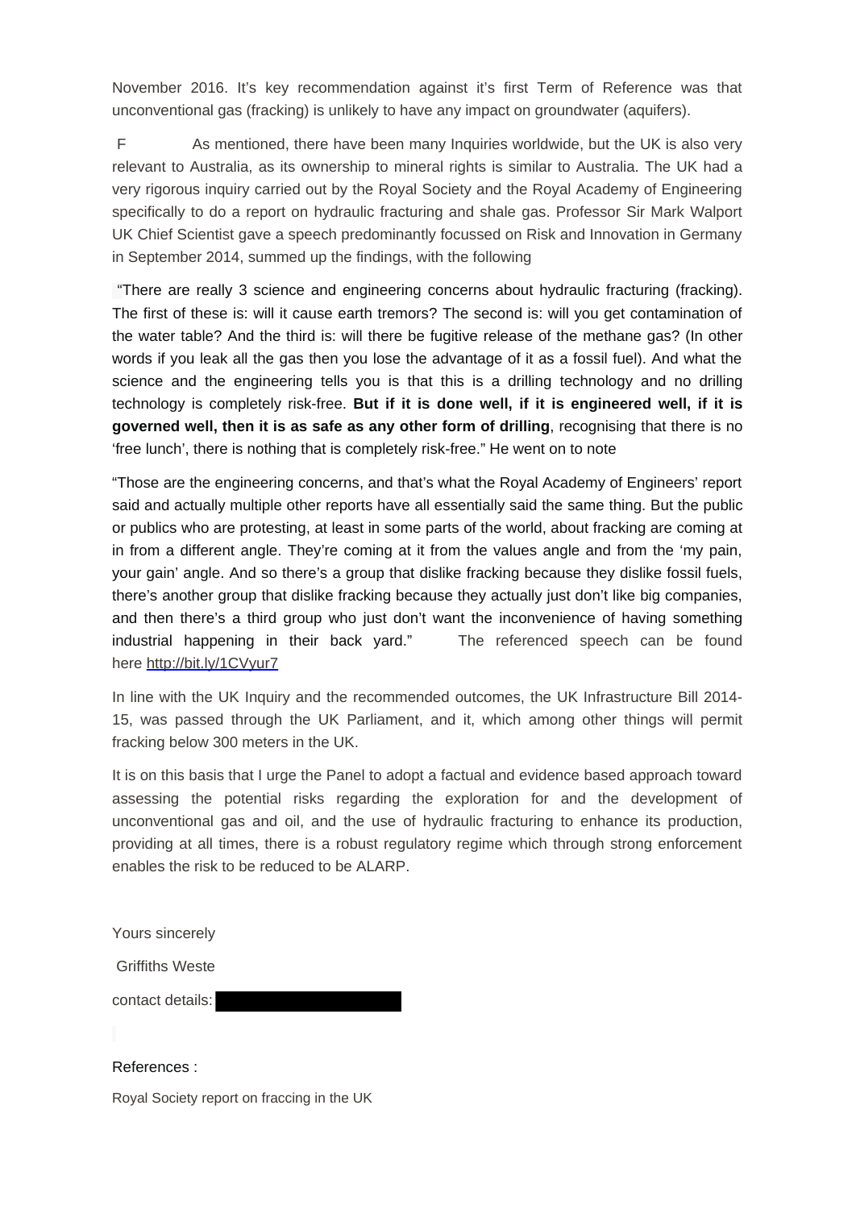November 2016. It's key recommendation against it's first Term of Reference was that unconventional gas (fracking) is unlikely to have any impact on groundwater (aquifers).

F As mentioned, there have been many Inquiries worldwide, but the UK is also very relevant to Australia, as its ownership to mineral rights is similar to Australia. The UK had a very rigorous inquiry carried out by the Royal Society and the Royal Academy of Engineering specifically to do a report on hydraulic fracturing and shale gas. Professor Sir Mark Walport UK Chief Scientist gave a speech predominantly focussed on Risk and Innovation in Germany in September 2014, summed up the findings, with the following

"There are really 3 science and engineering concerns about hydraulic fracturing (fracking). The first of these is: will it cause earth tremors? The second is: will you get contamination of the water table? And the third is: will there be fugitive release of the methane gas? (In other words if you leak all the gas then you lose the advantage of it as a fossil fuel). And what the science and the engineering tells you is that this is a drilling technology and no drilling technology is completely risk-free. **But if it is done well, if it is engineered well, if it is governed well, then it is as safe as any other form of drilling**, recognising that there is no 'free lunch', there is nothing that is completely risk-free." He went on to note

"Those are the engineering concerns, and that's what the Royal Academy of Engineers' report said and actually multiple other reports have all essentially said the same thing. But the public or publics who are protesting, at least in some parts of the world, about fracking are coming at in from a different angle. They're coming at it from the values angle and from the 'my pain, your gain' angle. And so there's a group that dislike fracking because they dislike fossil fuels, there's another group that dislike fracking because they actually just don't like big companies, and then there's a third group who just don't want the inconvenience of having something industrial happening in their back yard." The referenced speech can be found here http://bit.ly/1CVyur7

In line with the UK Inquiry and the recommended outcomes, the UK Infrastructure Bill 2014-15, was passed through the UK Parliament, and it, which among other things will permit fracking below 300 meters in the UK.

It is on this basis that I urge the Panel to adopt a factual and evidence based approach toward assessing the potential risks regarding the exploration for and the development of unconventional gas and oil, and the use of hydraulic fracturing to enhance its production, providing at all times, there is a robust regulatory regime which through strong enforcement enables the risk to be reduced to be ALARP.

Yours sincerely

Griffiths Weste

contact details:

References :

Royal Society report on fraccing in the UK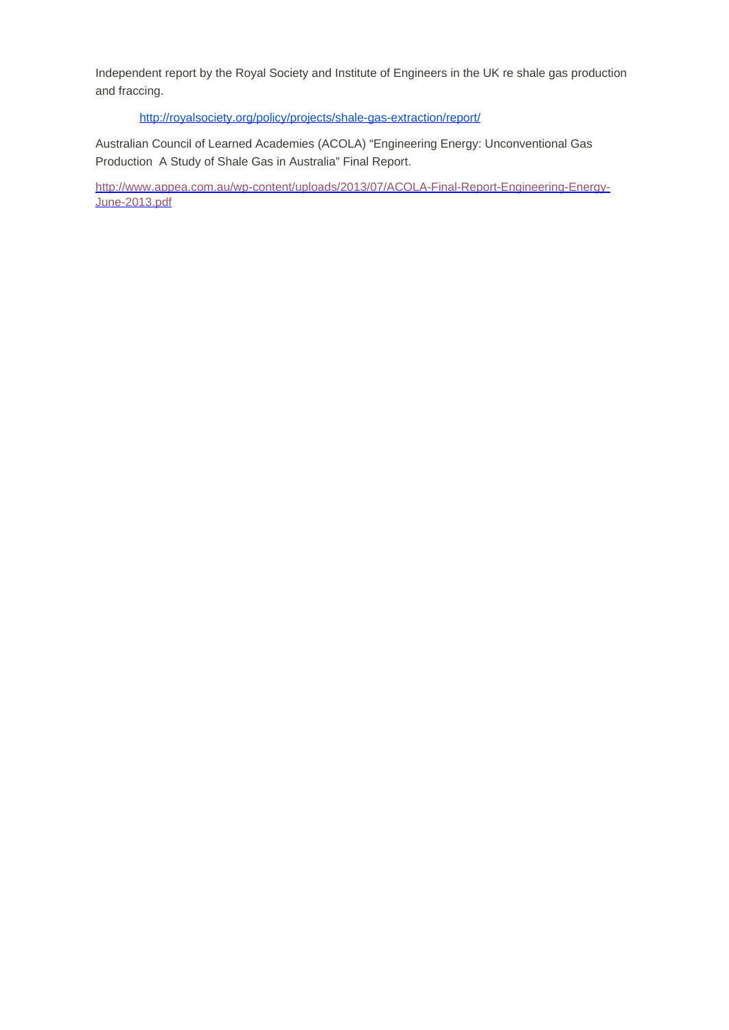Independent report by the Royal Society and Institute of Engineers in the UK re shale gas production and fraccing.

[http://royalsociety.org/policy/projects/shale-gas-extraction/report/](http://royalsociety.org/policy/projects/shale-gas-extraction/report/)

Australian Council of Learned Academies (ACOLA) "Engineering Energy: Unconventional Gas Production  A Study of Shale Gas in Australia" Final Report.

[http://www.appea.com.au/wp-content/uploads/2013/07/ACOLA-Final-Report-Engineering-Energy-June-2013.pdf](http://www.appea.com.au/wp-content/uploads/2013/07/ACOLA-Final-Report-Engineering-Energy-June-2013.pdf)